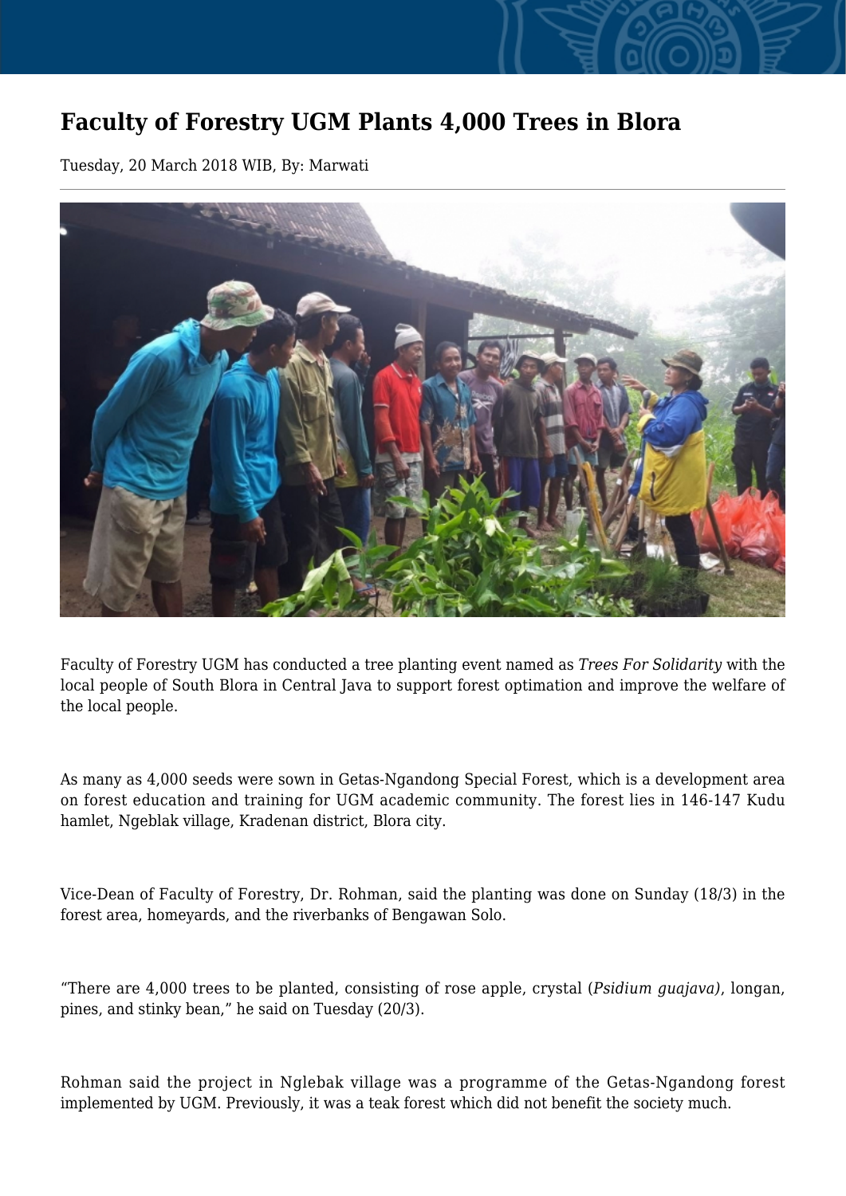# Faculty of Forestry UGM Plants 4,000 Trees in Blora

Tuesday, 20 March 2018 WIB, By: Marwati

Faculty of Forestry UGM has conducted a tree planting event named as *Trees For Solidarity* with the local people of South Blora in Central Java to support forest optimation and improve the welfare of the local people.

As many as 4,000 seeds were sown in Getas-Ngandong Special Forest, which is a development area on forest education and training for UGM academic community. The forest lies in 146-147 Kudu hamlet, Ngeblak village, Kradenan district, Blora city.

Vice-Dean of Faculty of Forestry, Dr. Rohman, said the planting was done on Sunday (18/3) in the forest area, homeyards, and the riverbanks of Bengawan Solo.

“There are 4,000 trees to be planted, consisting of rose apple, crystal (*Psidium guajava)*, longan, pines, and stinky bean,” he said on Tuesday (20/3).

Rohman said the project in Nglebak village was a programme of the Getas-Ngandong forest implemented by UGM. Previously, it was a teak forest which did not benefit the society much.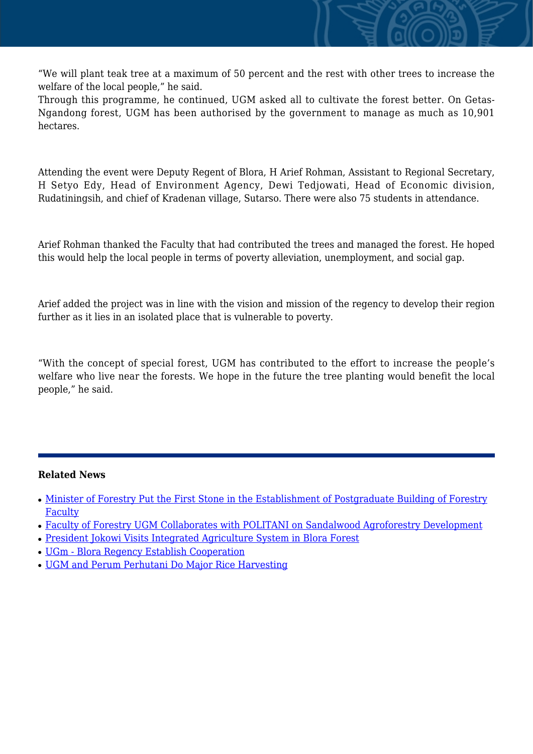"We will plant teak tree at a maximum of 50 percent and the rest with other trees to increase the welfare of the local people," he said.
Through this programme, he continued, UGM asked all to cultivate the forest better. On Getas-Ngandong forest, UGM has been authorised by the government to manage as much as 10,901 hectares.

Attending the event were Deputy Regent of Blora, H Arief Rohman, Assistant to Regional Secretary, H Setyo Edy, Head of Environment Agency, Dewi Tedjowati, Head of Economic division, Rudatiningsih, and chief of Kradenan village, Sutarso. There were also 75 students in attendance.

Arief Rohman thanked the Faculty that had contributed the trees and managed the forest. He hoped this would help the local people in terms of poverty alleviation, unemployment, and social gap.

Arief added the project was in line with the vision and mission of the regency to develop their region further as it lies in an isolated place that is vulnerable to poverty.

"With the concept of special forest, UGM has contributed to the effort to increase the people's welfare who live near the forests. We hope in the future the tree planting would benefit the local people," he said.

---

**Related News**

- Minister of Forestry Put the First Stone in the Establishment of Postgraduate Building of Forestry Faculty
- Faculty of Forestry UGM Collaborates with POLITANI on Sandalwood Agroforestry Development
- President Jokowi Visits Integrated Agriculture System in Blora Forest
- UGm - Blora Regency Establish Cooperation
- UGM and Perum Perhutani Do Major Rice Harvesting